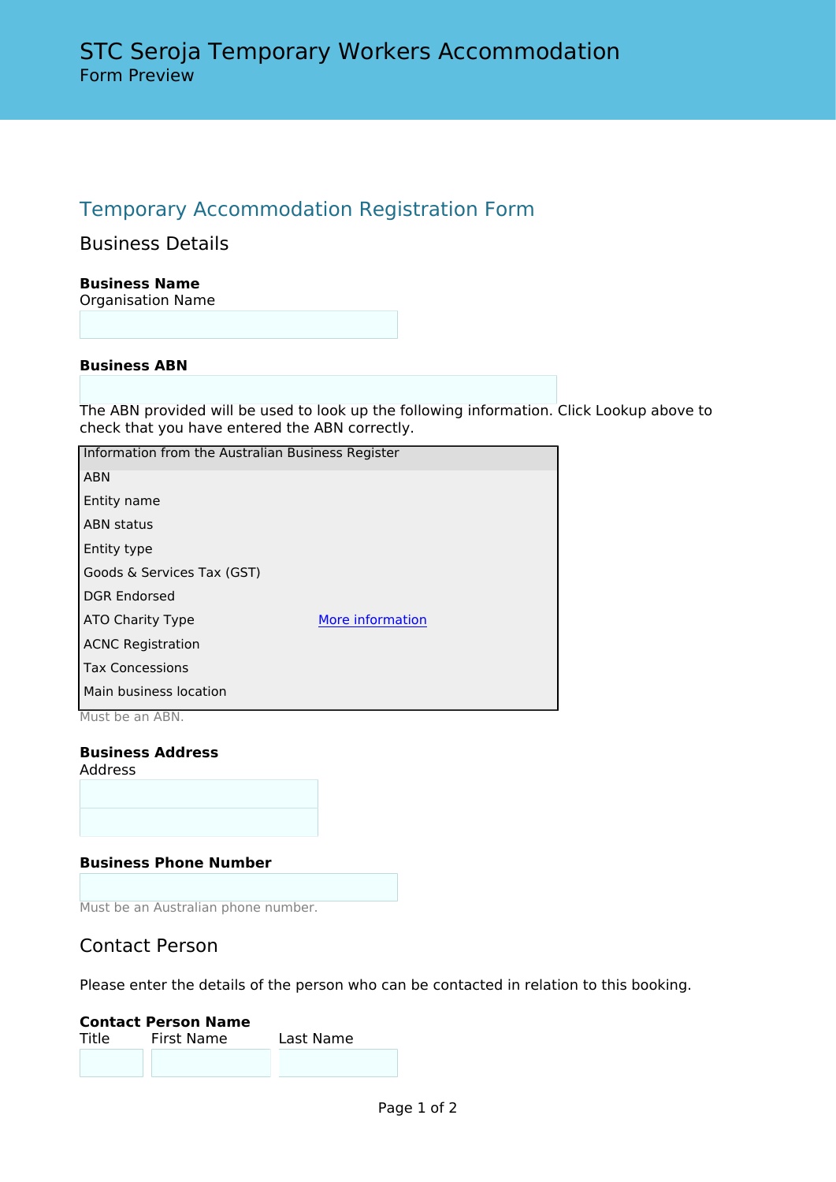# STC Seroja Temporary Workers Accommodation

Form Preview

## Temporary Accommodation Registration Form

### Business Details

**Business Name**

Organisation Name

**Business ABN**

The ABN provided will be used to look up the following information. Click Lookup above to check that you have entered the ABN correctly.

| Information from the Australian Business Register | |
|---|---|
| ABN | |
| Entity name | |
| ABN status | |
| Entity type | |
| Goods & Services Tax (GST) | |
| DGR Endorsed | |
| ATO Charity Type | More information |
| ACNC Registration | |
| Tax Concessions | |
| Main business location | |

Must be an ABN.

**Business Address**

Address

**Business Phone Number**

Must be an Australian phone number.

### Contact Person

Please enter the details of the person who can be contacted in relation to this booking.

**Contact Person Name**

Title First Name Last Name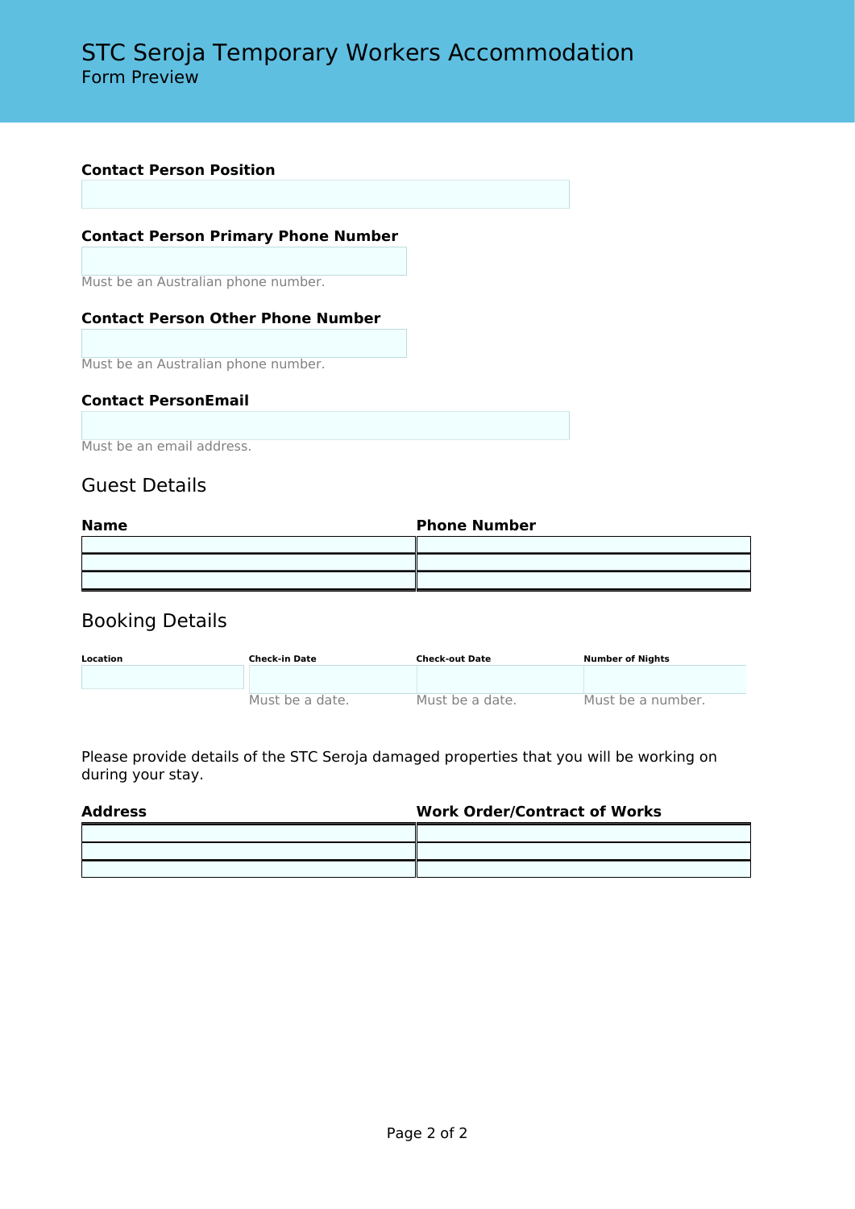# STC Seroja Temporary Workers Accommodation

Form Preview

**Contact Person Position**

**Contact Person Primary Phone Number**

Must be an Australian phone number.

**Contact Person Other Phone Number**

Must be an Australian phone number.

**Contact PersonEmail**

Must be an email address.

## Guest Details

| Name | Phone Number |
|---|---|
| | |
| | |
| | |

## Booking Details

| Location | Check-in Date | Check-out Date | Number of Nights |
|---|---|---|---|
| | | | |
| | Must be a date. | Must be a date. | Must be a number. |

Please provide details of the STC Seroja damaged properties that you will be working on during your stay.

| Address | Work Order/Contract of Works |
|---|---|
| | |
| | |
| | |